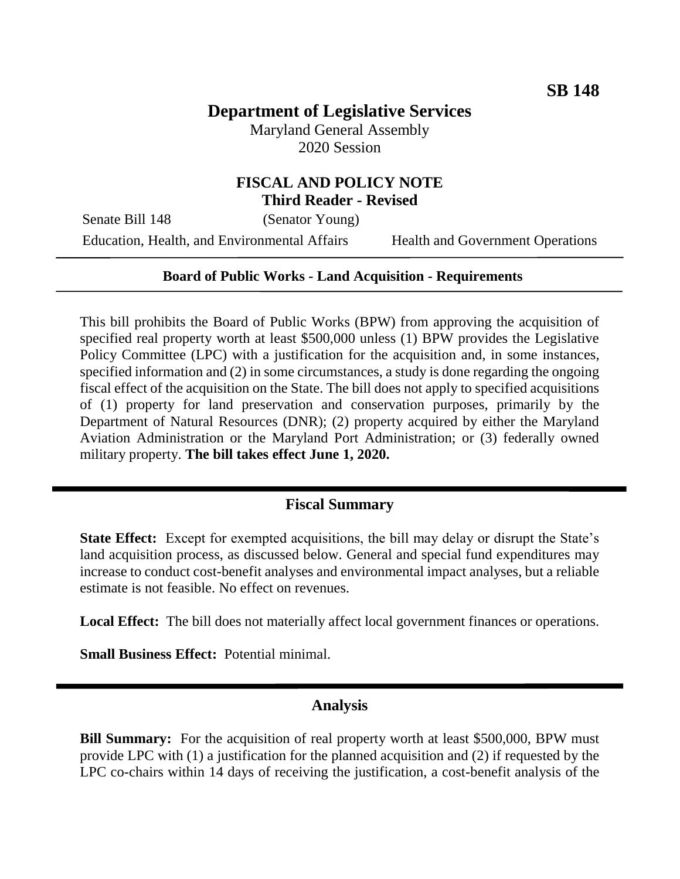SB 148

# Department of Legislative Services

Maryland General Assembly
2020 Session

## FISCAL AND POLICY NOTE
**Third Reader - Revised**

Senate Bill 148 (Senator Young)

Education, Health, and Environmental Affairs Health and Government Operations

---

**Board of Public Works - Land Acquisition - Requirements**

---

This bill prohibits the Board of Public Works (BPW) from approving the acquisition of specified real property worth at least $500,000 unless (1) BPW provides the Legislative Policy Committee (LPC) with a justification for the acquisition and, in some instances, specified information and (2) in some circumstances, a study is done regarding the ongoing fiscal effect of the acquisition on the State. The bill does not apply to specified acquisitions of (1) property for land preservation and conservation purposes, primarily by the Department of Natural Resources (DNR); (2) property acquired by either the Maryland Aviation Administration or the Maryland Port Administration; or (3) federally owned military property. **The bill takes effect June 1, 2020.**

## Fiscal Summary

**State Effect:** Except for exempted acquisitions, the bill may delay or disrupt the State's land acquisition process, as discussed below. General and special fund expenditures may increase to conduct cost-benefit analyses and environmental impact analyses, but a reliable estimate is not feasible. No effect on revenues.

**Local Effect:** The bill does not materially affect local government finances or operations.

**Small Business Effect:** Potential minimal.

## Analysis

**Bill Summary:** For the acquisition of real property worth at least $500,000, BPW must provide LPC with (1) a justification for the planned acquisition and (2) if requested by the LPC co-chairs within 14 days of receiving the justification, a cost-benefit analysis of the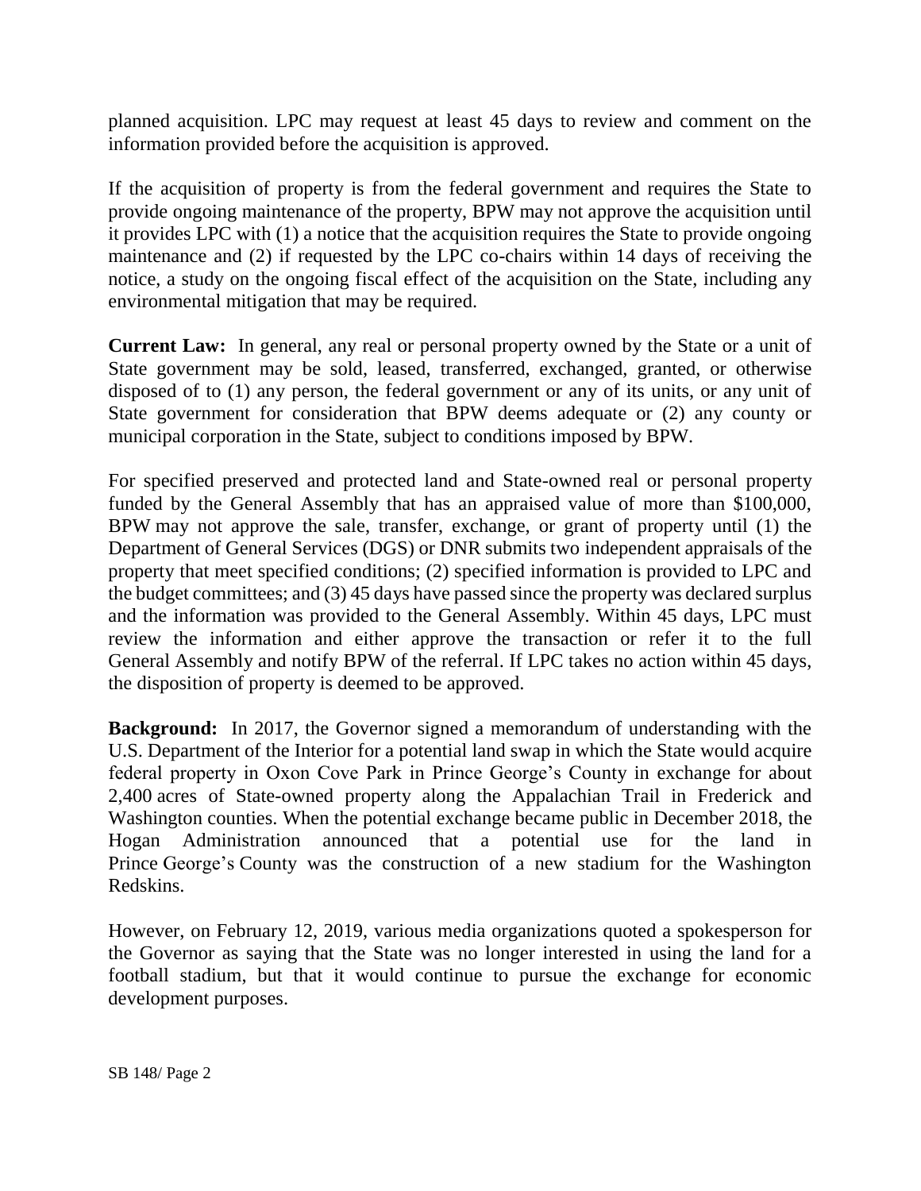planned acquisition. LPC may request at least 45 days to review and comment on the information provided before the acquisition is approved.

If the acquisition of property is from the federal government and requires the State to provide ongoing maintenance of the property, BPW may not approve the acquisition until it provides LPC with (1) a notice that the acquisition requires the State to provide ongoing maintenance and (2) if requested by the LPC co-chairs within 14 days of receiving the notice, a study on the ongoing fiscal effect of the acquisition on the State, including any environmental mitigation that may be required.

**Current Law:** In general, any real or personal property owned by the State or a unit of State government may be sold, leased, transferred, exchanged, granted, or otherwise disposed of to (1) any person, the federal government or any of its units, or any unit of State government for consideration that BPW deems adequate or (2) any county or municipal corporation in the State, subject to conditions imposed by BPW.

For specified preserved and protected land and State-owned real or personal property funded by the General Assembly that has an appraised value of more than $100,000, BPW may not approve the sale, transfer, exchange, or grant of property until (1) the Department of General Services (DGS) or DNR submits two independent appraisals of the property that meet specified conditions; (2) specified information is provided to LPC and the budget committees; and (3) 45 days have passed since the property was declared surplus and the information was provided to the General Assembly. Within 45 days, LPC must review the information and either approve the transaction or refer it to the full General Assembly and notify BPW of the referral. If LPC takes no action within 45 days, the disposition of property is deemed to be approved.

**Background:** In 2017, the Governor signed a memorandum of understanding with the U.S. Department of the Interior for a potential land swap in which the State would acquire federal property in Oxon Cove Park in Prince George's County in exchange for about 2,400 acres of State-owned property along the Appalachian Trail in Frederick and Washington counties. When the potential exchange became public in December 2018, the Hogan Administration announced that a potential use for the land in Prince George's County was the construction of a new stadium for the Washington Redskins.

However, on February 12, 2019, various media organizations quoted a spokesperson for the Governor as saying that the State was no longer interested in using the land for a football stadium, but that it would continue to pursue the exchange for economic development purposes.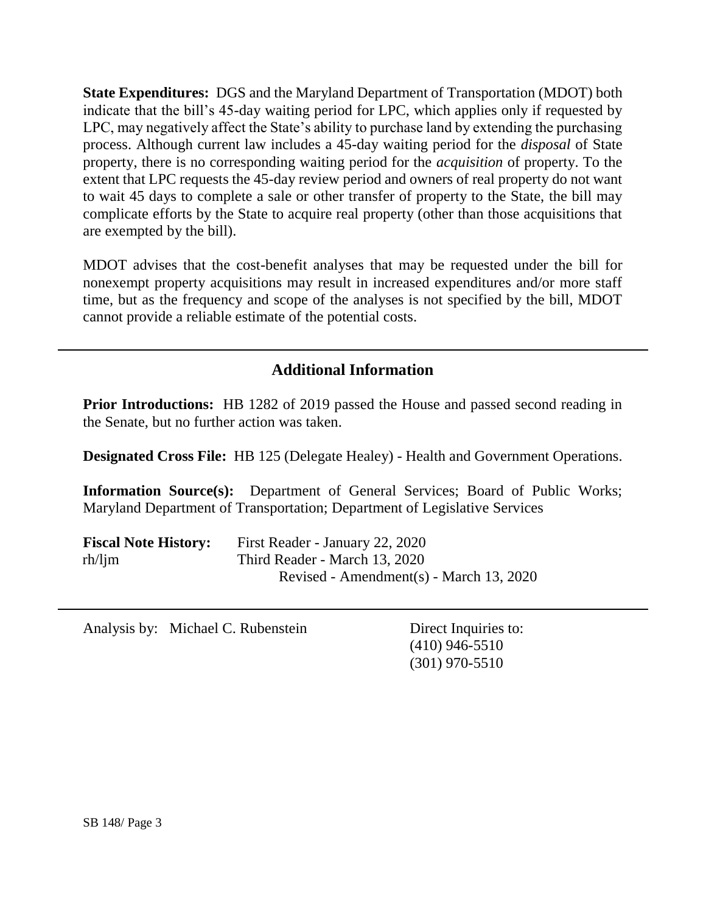**State Expenditures:** DGS and the Maryland Department of Transportation (MDOT) both indicate that the bill's 45-day waiting period for LPC, which applies only if requested by LPC, may negatively affect the State's ability to purchase land by extending the purchasing process. Although current law includes a 45-day waiting period for the *disposal* of State property, there is no corresponding waiting period for the *acquisition* of property. To the extent that LPC requests the 45-day review period and owners of real property do not want to wait 45 days to complete a sale or other transfer of property to the State, the bill may complicate efforts by the State to acquire real property (other than those acquisitions that are exempted by the bill).

MDOT advises that the cost-benefit analyses that may be requested under the bill for nonexempt property acquisitions may result in increased expenditures and/or more staff time, but as the frequency and scope of the analyses is not specified by the bill, MDOT cannot provide a reliable estimate of the potential costs.

---

## Additional Information

**Prior Introductions:** HB 1282 of 2019 passed the House and passed second reading in the Senate, but no further action was taken.

**Designated Cross File:** HB 125 (Delegate Healey) - Health and Government Operations.

**Information Source(s):** Department of General Services; Board of Public Works; Maryland Department of Transportation; Department of Legislative Services

**Fiscal Note History:** First Reader - January 22, 2020
rh/ljm Third Reader - March 13, 2020
Revised - Amendment(s) - March 13, 2020

---

Analysis by: Michael C. Rubenstein

Direct Inquiries to:
(410) 946-5510
(301) 970-5510